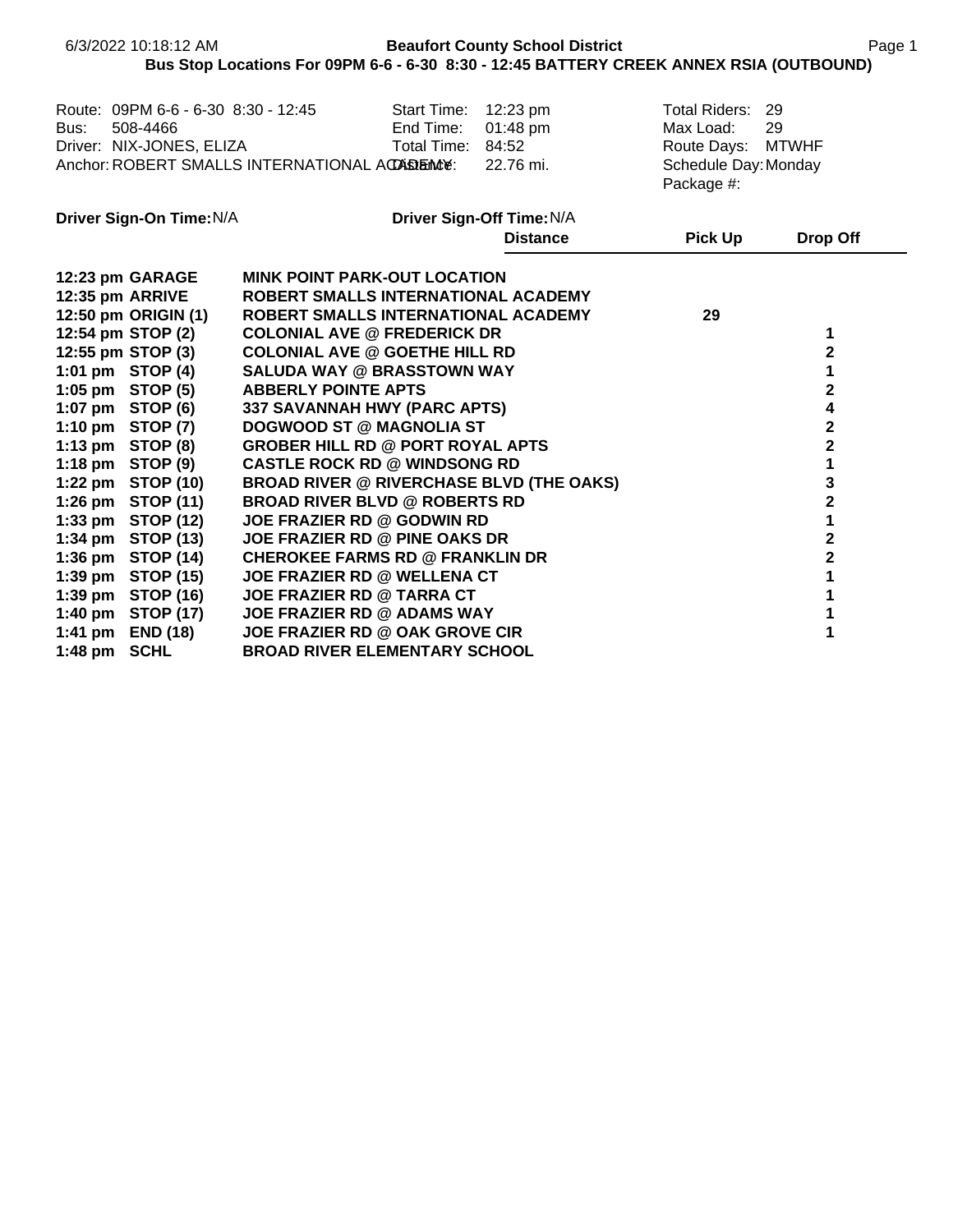**Beaufort County School District**

**Bus Stop Locations For 09PM 6-6 - 6-30 8:30 - 12:45 BATTERY CREEK ANNEX RSIA (OUTBOUND)**

6/3/2022 10:18:12 AM

| | | | | | |
|---|---|---|---|---|---|
| Route: | 09PM 6-6 - 6-30 8:30 - 12:45 | Start Time: | 12:23 pm | Total Riders: | 29 |
| Bus: | 508-4466 | End Time: | 01:48 pm | Max Load: | 29 |
| Driver: | NIX-JONES, ELIZA | Total Time: | 84:52 | Route Days: | MTWHF |
| Anchor: | ROBERT SMALLS INTERNATIONAL ACADEMY | Distance: | 22.76 mi. | Schedule Day: | Monday |
| | | | | Package #: | |

**Driver Sign-On Time:** N/A **Driver Sign-Off Time:** N/A

| Time | Stop | Location | Distance | Pick Up | Drop Off |
|---|---|---|---|---|---|
| 12:23 pm | GARAGE | MINK POINT PARK-OUT LOCATION | | | |
| 12:35 pm | ARRIVE | ROBERT SMALLS INTERNATIONAL ACADEMY | | | |
| 12:50 pm | ORIGIN (1) | ROBERT SMALLS INTERNATIONAL ACADEMY | | 29 | |
| 12:54 pm | STOP (2) | COLONIAL AVE @ FREDERICK DR | | | 1 |
| 12:55 pm | STOP (3) | COLONIAL AVE @ GOETHE HILL RD | | | 2 |
| 1:01 pm | STOP (4) | SALUDA WAY @ BRASSTOWN WAY | | | 1 |
| 1:05 pm | STOP (5) | ABBERLY POINTE APTS | | | 2 |
| 1:07 pm | STOP (6) | 337 SAVANNAH HWY (PARC APTS) | | | 4 |
| 1:10 pm | STOP (7) | DOGWOOD ST @ MAGNOLIA ST | | | 2 |
| 1:13 pm | STOP (8) | GROBER HILL RD @ PORT ROYAL APTS | | | 2 |
| 1:18 pm | STOP (9) | CASTLE ROCK RD @ WINDSONG RD | | | 1 |
| 1:22 pm | STOP (10) | BROAD RIVER @ RIVERCHASE BLVD (THE OAKS) | | | 3 |
| 1:26 pm | STOP (11) | BROAD RIVER BLVD @ ROBERTS RD | | | 2 |
| 1:33 pm | STOP (12) | JOE FRAZIER RD @ GODWIN RD | | | 1 |
| 1:34 pm | STOP (13) | JOE FRAZIER RD @ PINE OAKS DR | | | 2 |
| 1:36 pm | STOP (14) | CHEROKEE FARMS RD @ FRANKLIN DR | | | 2 |
| 1:39 pm | STOP (15) | JOE FRAZIER RD @ WELLENA CT | | | 1 |
| 1:39 pm | STOP (16) | JOE FRAZIER RD @ TARRA CT | | | 1 |
| 1:40 pm | STOP (17) | JOE FRAZIER RD @ ADAMS WAY | | | 1 |
| 1:41 pm | END (18) | JOE FRAZIER RD @ OAK GROVE CIR | | | 1 |
| 1:48 pm | SCHL | BROAD RIVER ELEMENTARY SCHOOL | | | |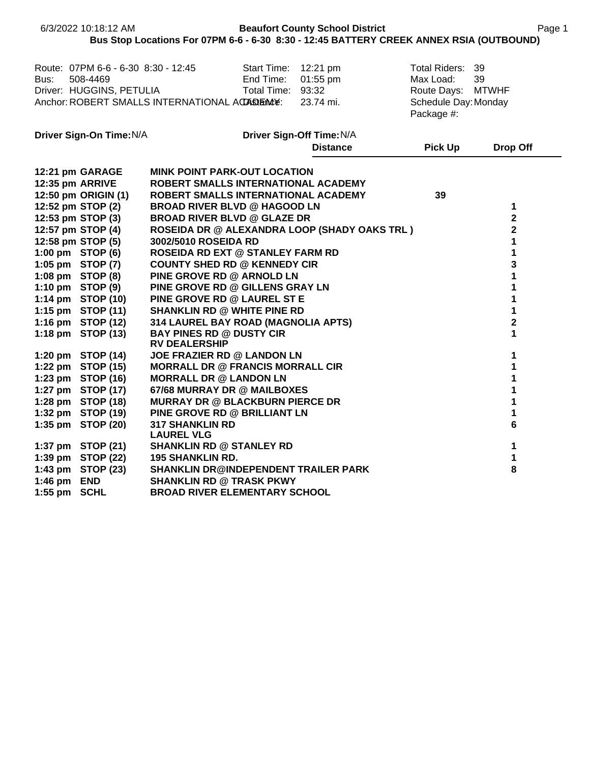6/3/2022 10:18:12 AM **Beaufort County School District**

**Bus Stop Locations For 07PM 6-6 - 6-30 8:30 - 12:45 BATTERY CREEK ANNEX RSIA (OUTBOUND)**

Route: 07PM 6-6 - 6-30 8:30 - 12:45
Bus: 508-4469
Driver: HUGGINS, PETULIA
Anchor: ROBERT SMALLS INTERNATIONAL ACADEMY

Start Time: 12:21 pm
End Time: 01:55 pm
Total Time: 93:32
Distance: 23.74 mi.

Total Riders: 39
Max Load: 39
Route Days: MTWHF
Schedule Day: Monday
Package #:

**Driver Sign-On Time:** N/A

**Driver Sign-Off Time:** N/A

| Time | Stop | Location | Distance | Pick Up | Drop Off |
|---|---|---|---|---|---|
| 12:21 pm | GARAGE | MINK POINT PARK-OUT LOCATION | | | |
| 12:35 pm | ARRIVE | ROBERT SMALLS INTERNATIONAL ACADEMY | | | |
| 12:50 pm | ORIGIN (1) | ROBERT SMALLS INTERNATIONAL ACADEMY | | 39 | |
| 12:52 pm | STOP (2) | BROAD RIVER BLVD @ HAGOOD LN | | | 1 |
| 12:53 pm | STOP (3) | BROAD RIVER BLVD @ GLAZE DR | | | 2 |
| 12:57 pm | STOP (4) | ROSEIDA DR @ ALEXANDRA LOOP (SHADY OAKS TRL ) | | | 2 |
| 12:58 pm | STOP (5) | 3002/5010 ROSEIDA RD | | | 1 |
| 1:00 pm | STOP (6) | ROSEIDA RD EXT @ STANLEY FARM RD | | | 1 |
| 1:05 pm | STOP (7) | COUNTY SHED RD @ KENNEDY CIR | | | 3 |
| 1:08 pm | STOP (8) | PINE GROVE RD @ ARNOLD LN | | | 1 |
| 1:10 pm | STOP (9) | PINE GROVE RD @ GILLENS GRAY LN | | | 1 |
| 1:14 pm | STOP (10) | PINE GROVE RD @ LAUREL ST E | | | 1 |
| 1:15 pm | STOP (11) | SHANKLIN RD @ WHITE PINE RD | | | 1 |
| 1:16 pm | STOP (12) | 314 LAUREL BAY ROAD (MAGNOLIA APTS) | | | 2 |
| 1:18 pm | STOP (13) | BAY PINES RD @ DUSTY CIR RV DEALERSHIP | | | 1 |
| 1:20 pm | STOP (14) | JOE FRAZIER RD @ LANDON LN | | | 1 |
| 1:22 pm | STOP (15) | MORRALL DR @ FRANCIS MORRALL CIR | | | 1 |
| 1:23 pm | STOP (16) | MORRALL DR @ LANDON LN | | | 1 |
| 1:27 pm | STOP (17) | 67/68 MURRAY DR @ MAILBOXES | | | 1 |
| 1:28 pm | STOP (18) | MURRAY DR @ BLACKBURN PIERCE DR | | | 1 |
| 1:32 pm | STOP (19) | PINE GROVE RD @ BRILLIANT LN | | | 1 |
| 1:35 pm | STOP (20) | 317 SHANKLIN RD LAUREL VLG | | | 6 |
| 1:37 pm | STOP (21) | SHANKLIN RD @ STANLEY RD | | | 1 |
| 1:39 pm | STOP (22) | 195 SHANKLIN RD. | | | 1 |
| 1:43 pm | STOP (23) | SHANKLIN DR@INDEPENDENT TRAILER PARK | | | 8 |
| 1:46 pm | END | SHANKLIN RD @ TRASK PKWY | | | |
| 1:55 pm | SCHL | BROAD RIVER ELEMENTARY SCHOOL | | | |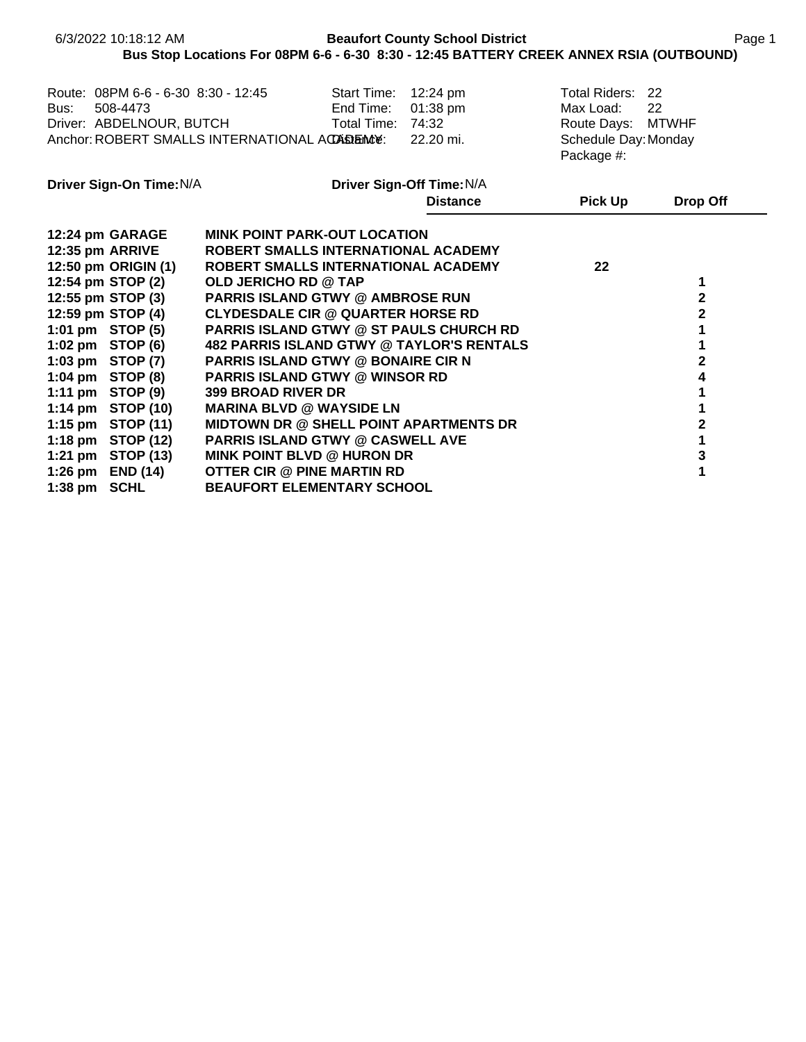**Beaufort County School District**

**Bus Stop Locations For 08PM 6-6 - 6-30 8:30 - 12:45 BATTERY CREEK ANNEX RSIA (OUTBOUND)**

6/3/2022 10:18:12 AM

| | | | | | |
|---|---|---|---|---|---|
| Route: | 08PM 6-6 - 6-30 8:30 - 12:45 | Start Time: | 12:24 pm | Total Riders: | 22 |
| Bus: | 508-4473 | End Time: | 01:38 pm | Max Load: | 22 |
| Driver: | ABDELNOUR, BUTCH | Total Time: | 74:32 | Route Days: | MTWHF |
| Anchor: | ROBERT SMALLS INTERNATIONAL ACADEMY | Distance: | 22.20 mi. | Schedule Day: | Monday |
| | | | | Package #: | |

**Driver Sign-On Time:** N/A **Driver Sign-Off Time:** N/A

| Time | Stop | Location | Distance | Pick Up | Drop Off |
|---|---|---|---|---|---|
| **12:24 pm** | **GARAGE** | **MINK POINT PARK-OUT LOCATION** | | | |
| **12:35 pm** | **ARRIVE** | **ROBERT SMALLS INTERNATIONAL ACADEMY** | | | |
| **12:50 pm** | **ORIGIN (1)** | **ROBERT SMALLS INTERNATIONAL ACADEMY** | | **22** | |
| **12:54 pm** | **STOP (2)** | **OLD JERICHO RD @ TAP** | | | **1** |
| **12:55 pm** | **STOP (3)** | **PARRIS ISLAND GTWY @ AMBROSE RUN** | | | **2** |
| **12:59 pm** | **STOP (4)** | **CLYDESDALE CIR @ QUARTER HORSE RD** | | | **2** |
| **1:01 pm** | **STOP (5)** | **PARRIS ISLAND GTWY @ ST PAULS CHURCH RD** | | | **1** |
| **1:02 pm** | **STOP (6)** | **482 PARRIS ISLAND GTWY @ TAYLOR'S RENTALS** | | | **1** |
| **1:03 pm** | **STOP (7)** | **PARRIS ISLAND GTWY @ BONAIRE CIR N** | | | **2** |
| **1:04 pm** | **STOP (8)** | **PARRIS ISLAND GTWY @ WINSOR RD** | | | **4** |
| **1:11 pm** | **STOP (9)** | **399 BROAD RIVER DR** | | | **1** |
| **1:14 pm** | **STOP (10)** | **MARINA BLVD @ WAYSIDE LN** | | | **1** |
| **1:15 pm** | **STOP (11)** | **MIDTOWN DR @ SHELL POINT APARTMENTS DR** | | | **2** |
| **1:18 pm** | **STOP (12)** | **PARRIS ISLAND GTWY @ CASWELL AVE** | | | **1** |
| **1:21 pm** | **STOP (13)** | **MINK POINT BLVD @ HURON DR** | | | **3** |
| **1:26 pm** | **END (14)** | **OTTER CIR @ PINE MARTIN RD** | | | **1** |
| **1:38 pm** | **SCHL** | **BEAUFORT ELEMENTARY SCHOOL** | | | |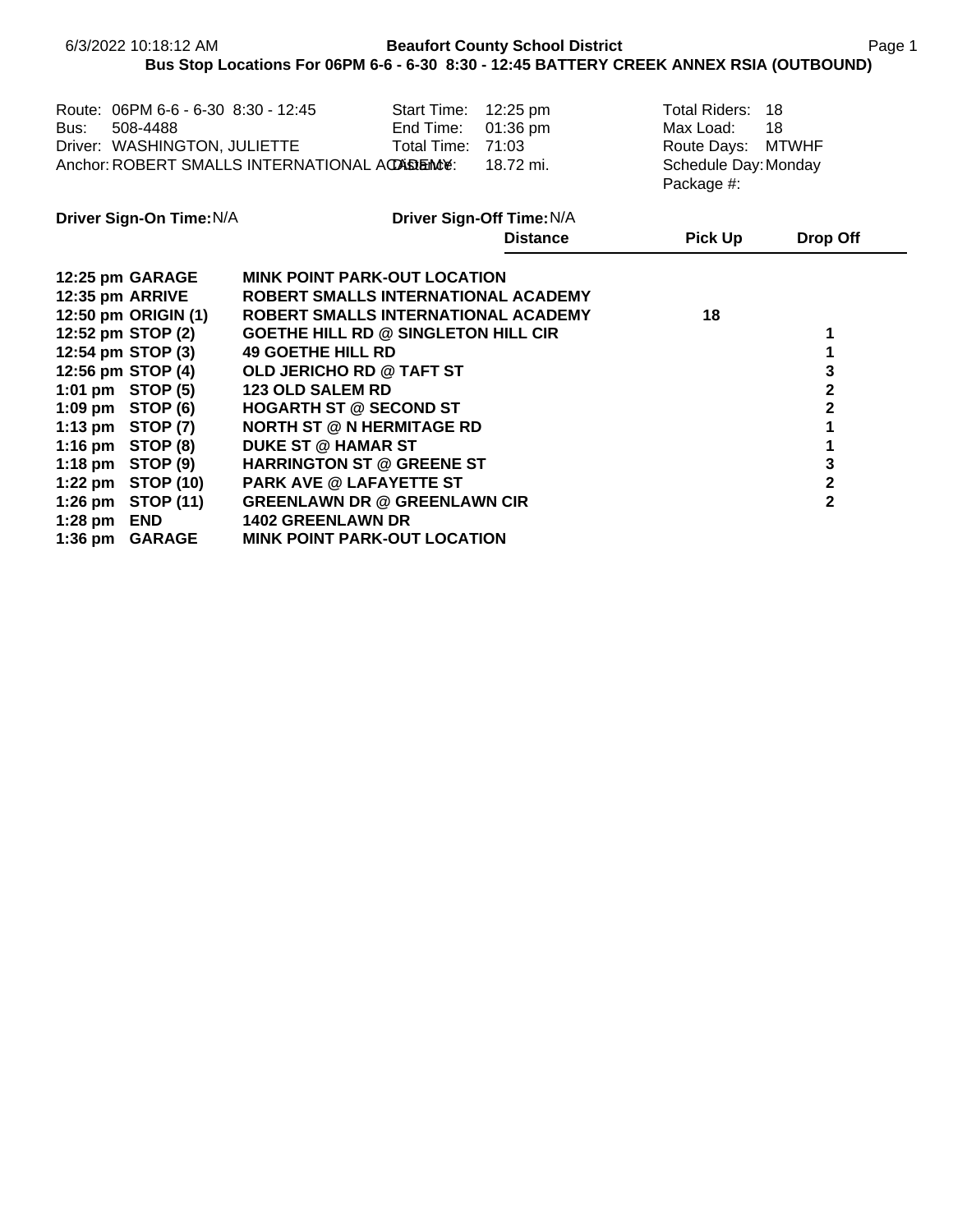6/3/2022 10:18:12 AM **Beaufort County School District**

**Bus Stop Locations For 06PM 6-6 - 6-30 8:30 - 12:45 BATTERY CREEK ANNEX RSIA (OUTBOUND)**

| | | | | | |
|---|---|---|---|---|---|
| Route: | 06PM 6-6 - 6-30 8:30 - 12:45 | Start Time: | 12:25 pm | Total Riders: | 18 |
| Bus: | 508-4488 | End Time: | 01:36 pm | Max Load: | 18 |
| Driver: | WASHINGTON, JULIETTE | Total Time: | 71:03 | Route Days: | MTWHF |
| Anchor: | ROBERT SMALLS INTERNATIONAL ACADEMY | Distance: | 18.72 mi. | Schedule Day: | Monday |
| | | | | Package #: | |

**Driver Sign-On Time:** N/A **Driver Sign-Off Time:** N/A

| | | | **Distance** | **Pick Up** | **Drop Off** |
|---|---|---|---|---|---|
| **12:25 pm** | **GARAGE** | **MINK POINT PARK-OUT LOCATION** | | | |
| **12:35 pm** | **ARRIVE** | **ROBERT SMALLS INTERNATIONAL ACADEMY** | | | |
| **12:50 pm** | **ORIGIN (1)** | **ROBERT SMALLS INTERNATIONAL ACADEMY** | | **18** | |
| **12:52 pm** | **STOP (2)** | **GOETHE HILL RD @ SINGLETON HILL CIR** | | | **1** |
| **12:54 pm** | **STOP (3)** | **49 GOETHE HILL RD** | | | **1** |
| **12:56 pm** | **STOP (4)** | **OLD JERICHO RD @ TAFT ST** | | | **3** |
| **1:01 pm** | **STOP (5)** | **123 OLD SALEM RD** | | | **2** |
| **1:09 pm** | **STOP (6)** | **HOGARTH ST @ SECOND ST** | | | **2** |
| **1:13 pm** | **STOP (7)** | **NORTH ST @ N HERMITAGE RD** | | | **1** |
| **1:16 pm** | **STOP (8)** | **DUKE ST @ HAMAR ST** | | | **1** |
| **1:18 pm** | **STOP (9)** | **HARRINGTON ST @ GREENE ST** | | | **3** |
| **1:22 pm** | **STOP (10)** | **PARK AVE @ LAFAYETTE ST** | | | **2** |
| **1:26 pm** | **STOP (11)** | **GREENLAWN DR @ GREENLAWN CIR** | | | **2** |
| **1:28 pm** | **END** | **1402 GREENLAWN DR** | | | |
| **1:36 pm** | **GARAGE** | **MINK POINT PARK-OUT LOCATION** | | | |